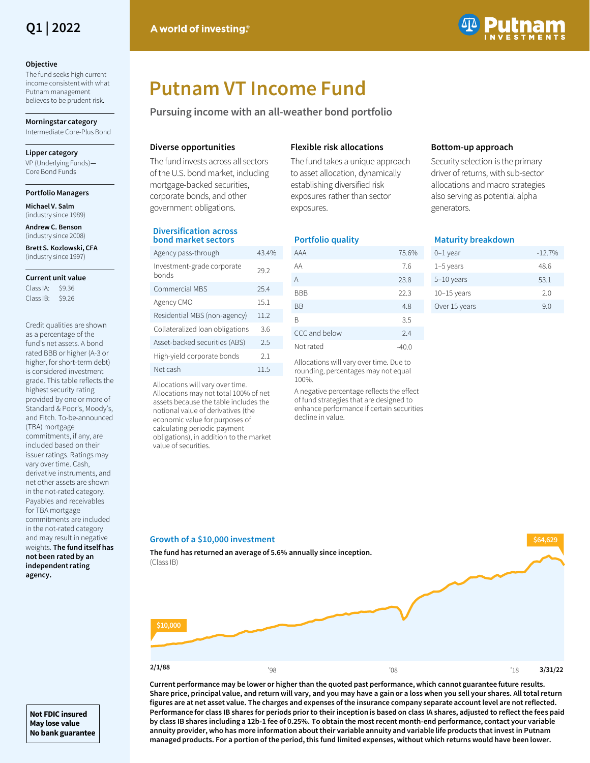Q1 | 2022

A world of investing.®

# Putnam VT Income Fund

## Pursuing income with an all-weather bond portfolio

**Objective**

The fund seeks high current income consistent with what Putnam management believes to be prudent risk.

**Morningstar category**

Intermediate Core-Plus Bond

**Lipper category**

VP (Underlying Funds)—Core Bond Funds

**Portfolio Managers**

**Michael V. Salm** (industry since 1989)

**Andrew C. Benson** (industry since 2008)

**Brett S. Kozlowski, CFA** (industry since 1997)

**Current unit value**

Class IA: $9.36

Class IB: $9.26

Credit qualities are shown as a percentage of the fund's net assets. A bond rated BBB or higher (A-3 or higher, for short-term debt) is considered investment grade. This table reflects the highest security rating provided by one or more of Standard & Poor's, Moody's, and Fitch. To-be-announced (TBA) mortgage commitments, if any, are included based on their issuer ratings. Ratings may vary over time. Cash, derivative instruments, and net other assets are shown in the not-rated category. Payables and receivables for TBA mortgage commitments are included in the not-rated category and may result in negative weights. **The fund itself has not been rated by an independent rating agency.**

### Diverse opportunities

The fund invests across all sectors of the U.S. bond market, including mortgage-backed securities, corporate bonds, and other government obligations.

### Flexible risk allocations

The fund takes a unique approach to asset allocation, dynamically establishing diversified risk exposures rather than sector exposures.

### Bottom-up approach

Security selection is the primary driver of returns, with sub-sector allocations and macro strategies also serving as potential alpha generators.

### Diversification across bond market sectors

| Sector | % |
|---|---|
| Agency pass-through | 43.4% |
| Investment-grade corporate bonds | 29.2 |
| Commercial MBS | 25.4 |
| Agency CMO | 15.1 |
| Residential MBS (non-agency) | 11.2 |
| Collateralized loan obligations | 3.6 |
| Asset-backed securities (ABS) | 2.5 |
| High-yield corporate bonds | 2.1 |
| Net cash | 11.5 |

Allocations will vary over time. Allocations may not total 100% of net assets because the table includes the notional value of derivatives (the economic value for purposes of calculating periodic payment obligations), in addition to the market value of securities.

### Portfolio quality

| Rating | % |
|---|---|
| AAA | 75.6% |
| AA | 7.6 |
| A | 23.8 |
| BBB | 22.3 |
| BB | 4.8 |
| B | 3.5 |
| CCC and below | 2.4 |
| Not rated | -40.0 |

Allocations will vary over time. Due to rounding, percentages may not equal 100%.

A negative percentage reflects the effect of fund strategies that are designed to enhance performance if certain securities decline in value.

### Maturity breakdown

| Maturity | % |
|---|---|
| 0–1 year | -12.7% |
| 1–5 years | 48.6 |
| 5–10 years | 53.1 |
| 10–15 years | 2.0 |
| Over 15 years | 9.0 |

### Growth of a $10,000 investment

**The fund has returned an average of 5.6% annually since inception.** (Class IB)

$10,000 (2/1/88) — $64,629 (3/31/22)

2/1/88 | '98 | '08 | '18 | 3/31/22

**Current performance may be lower or higher than the quoted past performance, which cannot guarantee future results. Share price, principal value, and return will vary, and you may have a gain or a loss when you sell your shares. All total return figures are at net asset value. The charges and expenses of the insurance company separate account level are not reflected. Performance for class IB shares for periods prior to their inception is based on class IA shares, adjusted to reflect the fees paid by class IB shares including a 12b-1 fee of 0.25%. To obtain the most recent month-end performance, contact your variable annuity provider, who has more information about their variable annuity and variable life products that invest in Putnam managed products. For a portion of the period, this fund limited expenses, without which returns would have been lower.**

**Not FDIC insured**
**May lose value**
**No bank guarantee**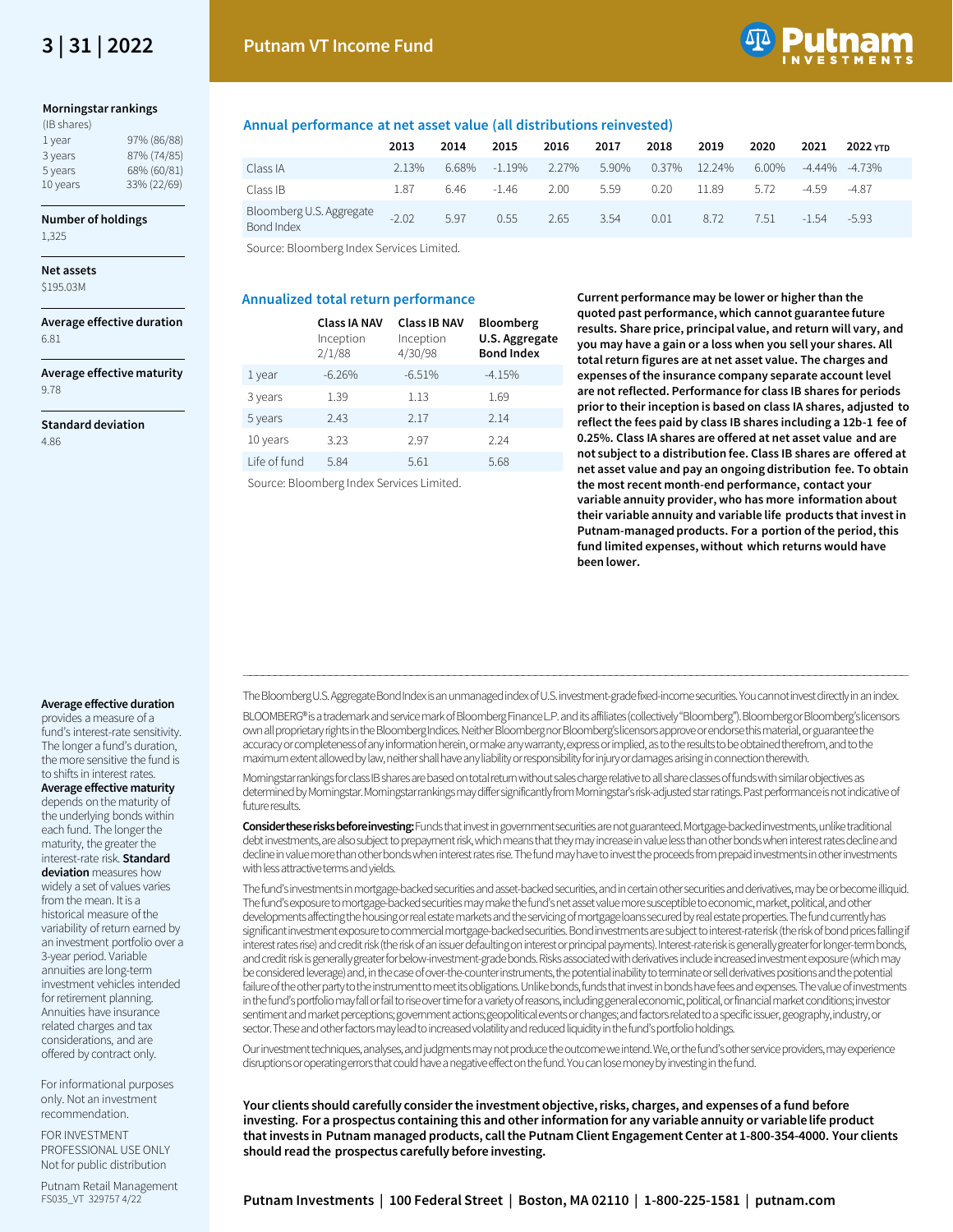# 3 | 31 | 2022

## Putnam VT Income Fund

**Morningstar rankings**
(IB shares)

| | |
|---|---|
| 1 year | 97% (86/88) |
| 3 years | 87% (74/85) |
| 5 years | 68% (60/81) |
| 10 years | 33% (22/69) |

**Number of holdings**
1,325

**Net assets**
$195.03M

**Average effective duration**
6.81

**Average effective maturity**
9.78

**Standard deviation**
4.86

### Annual performance at net asset value (all distributions reinvested)

| | 2013 | 2014 | 2015 | 2016 | 2017 | 2018 | 2019 | 2020 | 2021 | 2022 YTD |
|---|---|---|---|---|---|---|---|---|---|---|
| Class IA | 2.13% | 6.68% | -1.19% | 2.27% | 5.90% | 0.37% | 12.24% | 6.00% | -4.44% | -4.73% |
| Class IB | 1.87 | 6.46 | -1.46 | 2.00 | 5.59 | 0.20 | 11.89 | 5.72 | -4.59 | -4.87 |
| Bloomberg U.S. Aggregate Bond Index | -2.02 | 5.97 | 0.55 | 2.65 | 3.54 | 0.01 | 8.72 | 7.51 | -1.54 | -5.93 |

Source: Bloomberg Index Services Limited.

### Annualized total return performance

| | Class IA NAV Inception 2/1/88 | Class IB NAV Inception 4/30/98 | Bloomberg U.S. Aggregate Bond Index |
|---|---|---|---|
| 1 year | -6.26% | -6.51% | -4.15% |
| 3 years | 1.39 | 1.13 | 1.69 |
| 5 years | 2.43 | 2.17 | 2.14 |
| 10 years | 3.23 | 2.97 | 2.24 |
| Life of fund | 5.84 | 5.61 | 5.68 |

Source: Bloomberg Index Services Limited.

**Current performance may be lower or higher than the quoted past performance, which cannot guarantee future results. Share price, principal value, and return will vary, and you may have a gain or a loss when you sell your shares. All total return figures are at net asset value. The charges and expenses of the insurance company separate account level are not reflected. Performance for class IB shares for periods prior to their inception is based on class IA shares, adjusted to reflect the fees paid by class IB shares including a 12b-1 fee of 0.25%. Class IA shares are offered at net asset value and are not subject to a distribution fee. Class IB shares are offered at net asset value and pay an ongoing distribution fee. To obtain the most recent month-end performance, contact your variable annuity provider, who has more information about their variable annuity and variable life products that invest in Putnam-managed products. For a portion of the period, this fund limited expenses, without which returns would have been lower.**

The Bloomberg U.S. Aggregate Bond Index is an unmanaged index of U.S. investment-grade fixed-income securities. You cannot invest directly in an index.

BLOOMBERG® is a trademark and service mark of Bloomberg Finance L.P. and its affiliates (collectively "Bloomberg"). Bloomberg or Bloomberg's licensors own all proprietary rights in the Bloomberg Indices. Neither Bloomberg nor Bloomberg's licensors approve or endorse this material, or guarantee the accuracy or completeness of any information herein, or make any warranty, express or implied, as to the results to be obtained therefrom, and to the maximum extent allowed by law, neither shall have any liability or responsibility for injury or damages arising in connection therewith.

Morningstar rankings for class IB shares are based on total return without sales charge relative to all share classes of funds with similar objectives as determined by Morningstar. Morningstar rankings may differ significantly from Morningstar's risk-adjusted star ratings. Past performance is not indicative of future results.

**Consider these risks before investing:** Funds that invest in government securities are not guaranteed. Mortgage-backed investments, unlike traditional debt investments, are also subject to prepayment risk, which means that they may increase in value less than other bonds when interest rates decline and decline in value more than other bonds when interest rates rise. The fund may have to invest the proceeds from prepaid investments in other investments with less attractive terms and yields.

The fund's investments in mortgage-backed securities and asset-backed securities, and in certain other securities and derivatives, may be or become illiquid. The fund's exposure to mortgage-backed securities may make the fund's net asset value more susceptible to economic, market, political, and other developments affecting the housing or real estate markets and the servicing of mortgage loans secured by real estate properties. The fund currently has significant investment exposure to commercial mortgage-backed securities. Bond investments are subject to interest-rate risk (the risk of bond prices falling if interest rates rise) and credit risk (the risk of an issuer defaulting on interest or principal payments). Interest-rate risk is generally greater for longer-term bonds, and credit risk is generally greater for below-investment-grade bonds. Risks associated with derivatives include increased investment exposure (which may be considered leverage) and, in the case of over-the-counter instruments, the potential inability to terminate or sell derivatives positions and the potential failure of the other party to the instrument to meet its obligations. Unlike bonds, funds that invest in bonds have fees and expenses. The value of investments in the fund's portfolio may fall or fail to rise over time for a variety of reasons, including general economic, political, or financial market conditions; investor sentiment and market perceptions; government actions; geopolitical events or changes; and factors related to a specific issuer, geography, industry, or sector. These and other factors may lead to increased volatility and reduced liquidity in the fund's portfolio holdings.

Our investment techniques, analyses, and judgments may not produce the outcome we intend. We, or the fund's other service providers, may experience disruptions or operating errors that could have a negative effect on the fund. You can lose money by investing in the fund.

**Your clients should carefully consider the investment objective, risks, charges, and expenses of a fund before investing. For a prospectus containing this and other information for any variable annuity or variable life product that invests in Putnam managed products, call the Putnam Client Engagement Center at 1-800-354-4000. Your clients should read the prospectus carefully before investing.**

**Average effective duration** provides a measure of a fund's interest-rate sensitivity. The longer a fund's duration, the more sensitive the fund is to shifts in interest rates. **Average effective maturity** depends on the maturity of the underlying bonds within each fund. The longer the maturity, the greater the interest-rate risk. **Standard deviation** measures how widely a set of values varies from the mean. It is a historical measure of the variability of return earned by an investment portfolio over a 3-year period. Variable annuities are long-term investment vehicles intended for retirement planning. Annuities have insurance related charges and tax considerations, and are offered by contract only.

For informational purposes only. Not an investment recommendation.

FOR INVESTMENT PROFESSIONAL USE ONLY
Not for public distribution

Putnam Retail Management
FS035_VT 329757 4/22

**Putnam Investments | 100 Federal Street | Boston, MA 02110 | 1-800-225-1581 | putnam.com**